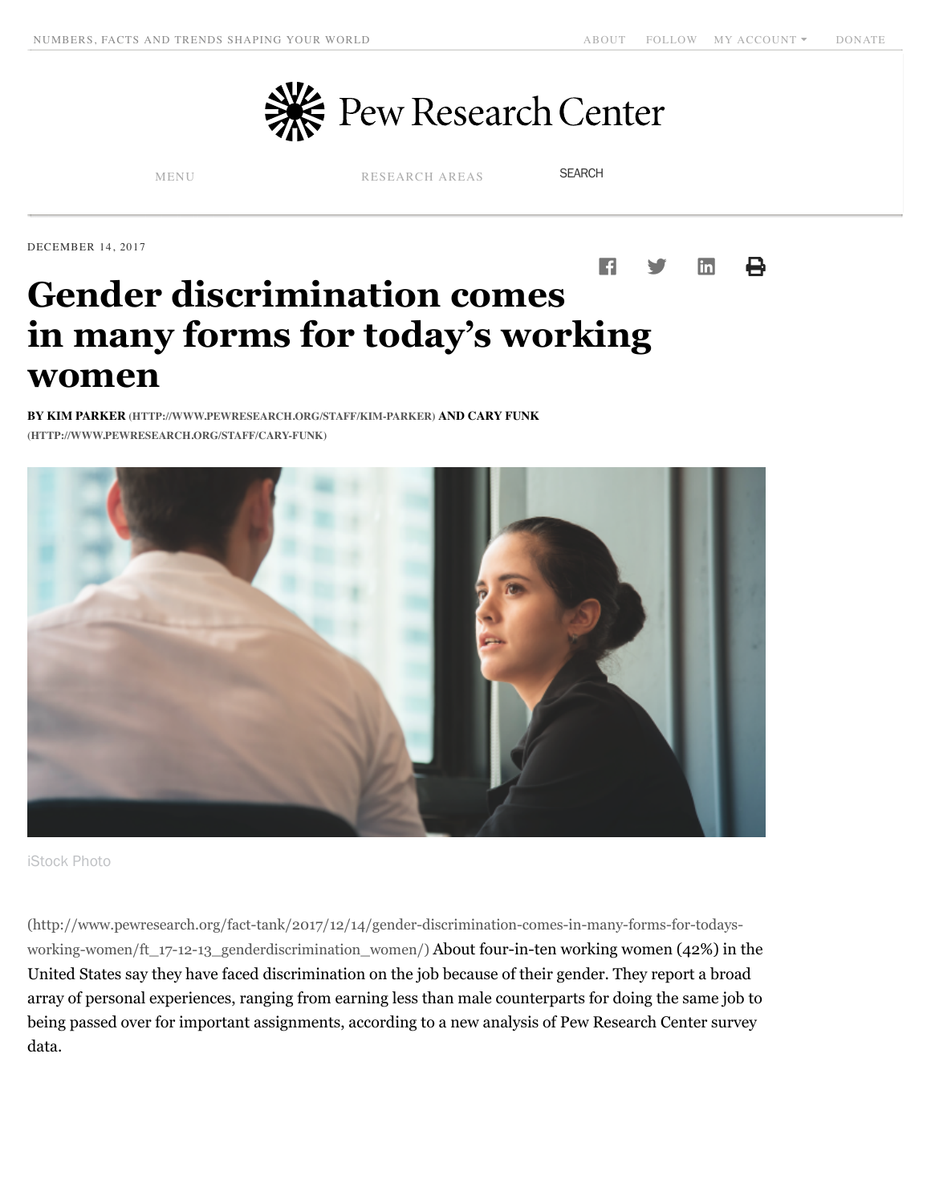DECEMBER 14, 2017

# Gender discrimination comes in many forms for today's working women

**BY KIM PARKER (HTTP://WWW.PEWRESEARCH.ORG/STAFF/KIM-PARKER) AND CARY FUNK (HTTP://WWW.PEWRESEARCH.ORG/STAFF/CARY-FUNK)**

iStock Photo

(http://www.pewresearch.org/fact-tank/2017/12/14/gender-discrimination-comes-in-many-forms-for-todays-working-women/ft_17-12-13_genderdiscrimination_women/) About four-in-ten working women (42%) in the United States say they have faced discrimination on the job because of their gender. They report a broad array of personal experiences, ranging from earning less than male counterparts for doing the same job to being passed over for important assignments, according to a new analysis of Pew Research Center survey data.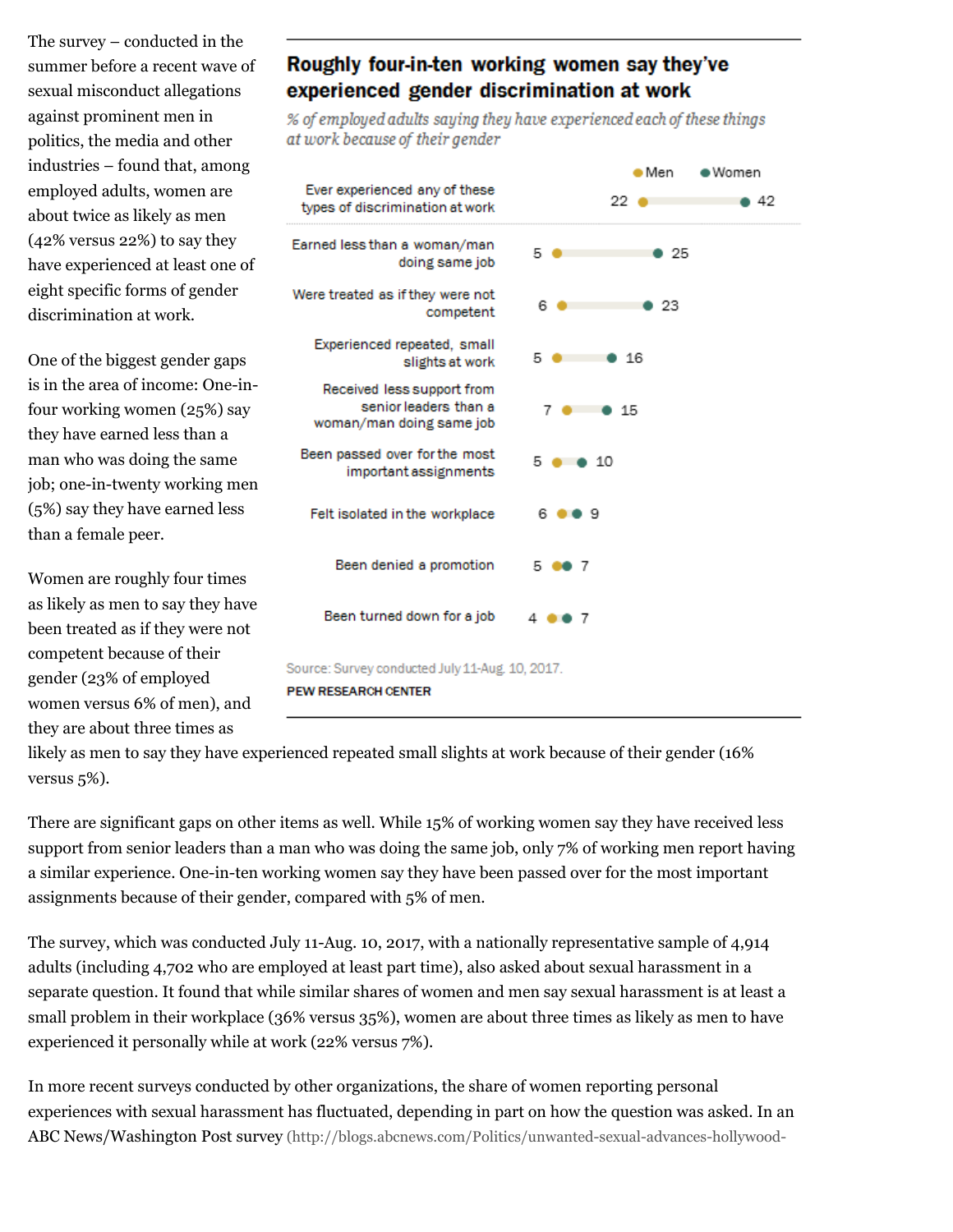The survey – conducted in the summer before a recent wave of sexual misconduct allegations against prominent men in politics, the media and other industries – found that, among employed adults, women are about twice as likely as men (42% versus 22%) to say they have experienced at least one of eight specific forms of gender discrimination at work.

**Roughly four-in-ten working women say they've experienced gender discrimination at work**

*% of employed adults saying they have experienced each of these things at work because of their gender*

| | Men | Women |
|---|---|---|
| Ever experienced any of these types of discrimination at work | 22 | 42 |
| Earned less than a woman/man doing same job | 5 | 25 |
| Were treated as if they were not competent | 6 | 23 |
| Experienced repeated, small slights at work | 5 | 16 |
| Received less support from senior leaders than a woman/man doing same job | 7 | 15 |
| Been passed over for the most important assignments | 5 | 10 |
| Felt isolated in the workplace | 6 | 9 |
| Been denied a promotion | 5 | 7 |
| Been turned down for a job | 4 | 7 |

Source: Survey conducted July 11-Aug. 10, 2017.

PEW RESEARCH CENTER

One of the biggest gender gaps is in the area of income: One-in-four working women (25%) say they have earned less than a man who was doing the same job; one-in-twenty working men (5%) say they have earned less than a female peer.

Women are roughly four times as likely as men to say they have been treated as if they were not competent because of their gender (23% of employed women versus 6% of men), and they are about three times as likely as men to say they have experienced repeated small slights at work because of their gender (16% versus 5%).

There are significant gaps on other items as well. While 15% of working women say they have received less support from senior leaders than a man who was doing the same job, only 7% of working men report having a similar experience. One-in-ten working women say they have been passed over for the most important assignments because of their gender, compared with 5% of men.

The survey, which was conducted July 11-Aug. 10, 2017, with a nationally representative sample of 4,914 adults (including 4,702 who are employed at least part time), also asked about sexual harassment in a separate question. It found that while similar shares of women and men say sexual harassment is at least a small problem in their workplace (36% versus 35%), women are about three times as likely as men to have experienced it personally while at work (22% versus 7%).

In more recent surveys conducted by other organizations, the share of women reporting personal experiences with sexual harassment has fluctuated, depending in part on how the question was asked. In an ABC News/Washington Post survey (http://blogs.abcnews.com/Politics/unwanted-sexual-advances-hollywood-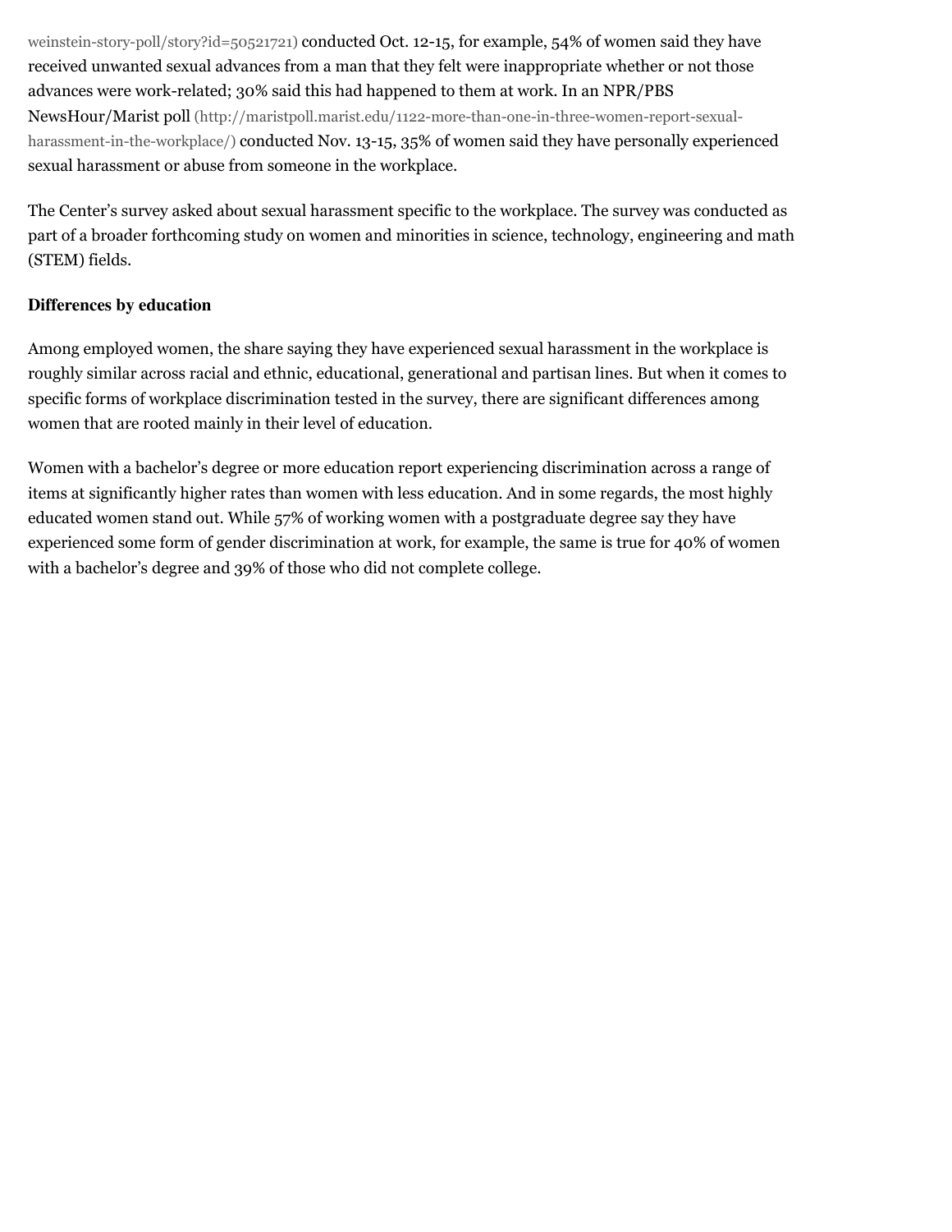weinstein-story-poll/story?id=50521721) conducted Oct. 12-15, for example, 54% of women said they have received unwanted sexual advances from a man that they felt were inappropriate whether or not those advances were work-related; 30% said this had happened to them at work. In an NPR/PBS NewsHour/Marist poll (http://maristpoll.marist.edu/1122-more-than-one-in-three-women-report-sexual-harassment-in-the-workplace/) conducted Nov. 13-15, 35% of women said they have personally experienced sexual harassment or abuse from someone in the workplace.

The Center's survey asked about sexual harassment specific to the workplace. The survey was conducted as part of a broader forthcoming study on women and minorities in science, technology, engineering and math (STEM) fields.

**Differences by education**

Among employed women, the share saying they have experienced sexual harassment in the workplace is roughly similar across racial and ethnic, educational, generational and partisan lines. But when it comes to specific forms of workplace discrimination tested in the survey, there are significant differences among women that are rooted mainly in their level of education.

Women with a bachelor's degree or more education report experiencing discrimination across a range of items at significantly higher rates than women with less education. And in some regards, the most highly educated women stand out. While 57% of working women with a postgraduate degree say they have experienced some form of gender discrimination at work, for example, the same is true for 40% of women with a bachelor's degree and 39% of those who did not complete college.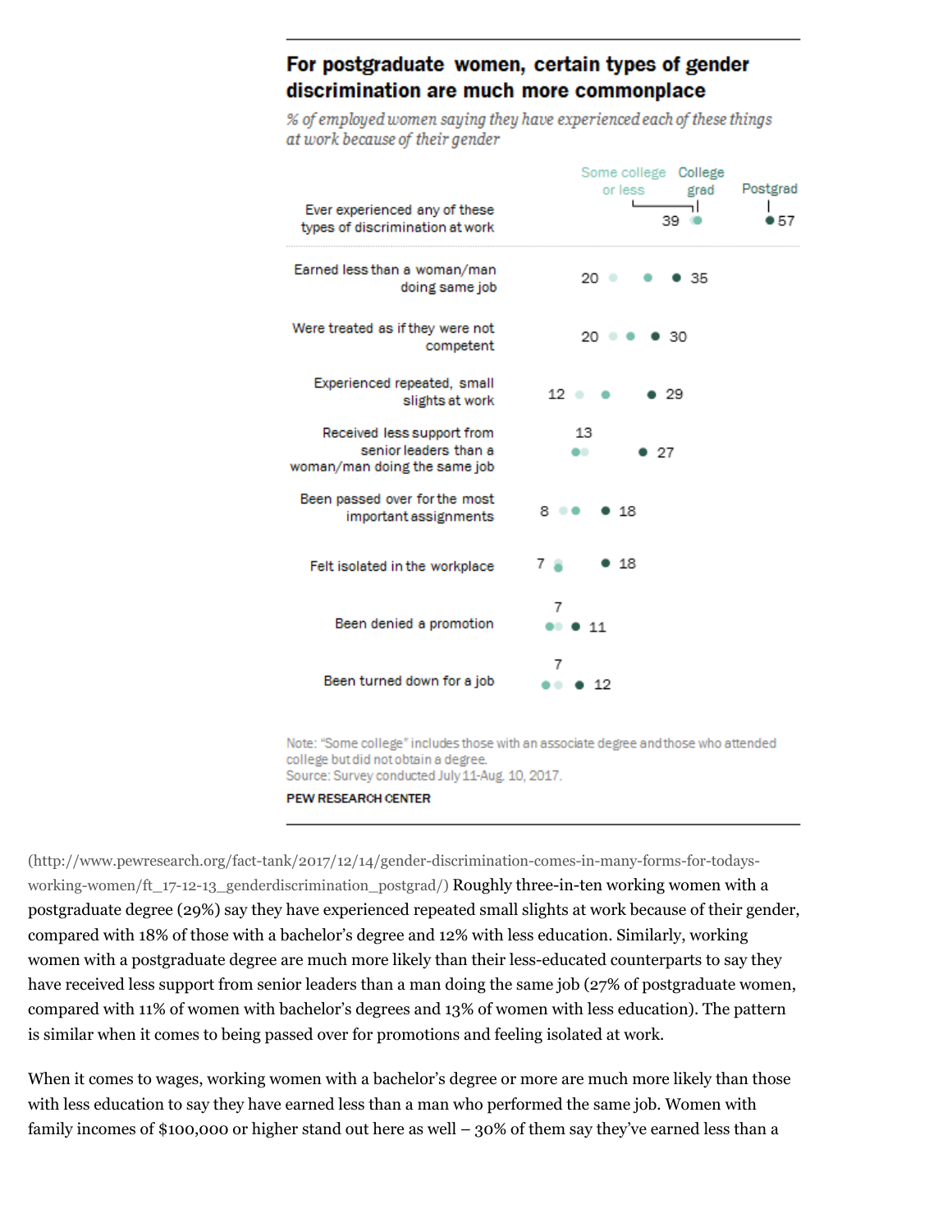## For postgraduate women, certain types of gender discrimination are much more commonplace

*% of employed women saying they have experienced each of these things at work because of their gender*

| | Some college or less | College grad | Postgrad |
|---|---|---|---|
| Ever experienced any of these types of discrimination at work | 39 | | 57 |
| Earned less than a woman/man doing same job | 20 | | 35 |
| Were treated as if they were not competent | 20 | | 30 |
| Experienced repeated, small slights at work | 12 | | 29 |
| Received less support from senior leaders than a woman/man doing the same job | 13 | | 27 |
| Been passed over for the most important assignments | 8 | | 18 |
| Felt isolated in the workplace | 7 | | 18 |
| Been denied a promotion | 7 | | 11 |
| Been turned down for a job | 7 | | 12 |

Note: "Some college" includes those with an associate degree and those who attended college but did not obtain a degree.
Source: Survey conducted July 11-Aug. 10, 2017.

PEW RESEARCH CENTER

(http://www.pewresearch.org/fact-tank/2017/12/14/gender-discrimination-comes-in-many-forms-for-todays-working-women/ft_17-12-13_genderdiscrimination_postgrad/) Roughly three-in-ten working women with a postgraduate degree (29%) say they have experienced repeated small slights at work because of their gender, compared with 18% of those with a bachelor's degree and 12% with less education. Similarly, working women with a postgraduate degree are much more likely than their less-educated counterparts to say they have received less support from senior leaders than a man doing the same job (27% of postgraduate women, compared with 11% of women with bachelor's degrees and 13% of women with less education). The pattern is similar when it comes to being passed over for promotions and feeling isolated at work.

When it comes to wages, working women with a bachelor's degree or more are much more likely than those with less education to say they have earned less than a man who performed the same job. Women with family incomes of $100,000 or higher stand out here as well – 30% of them say they've earned less than a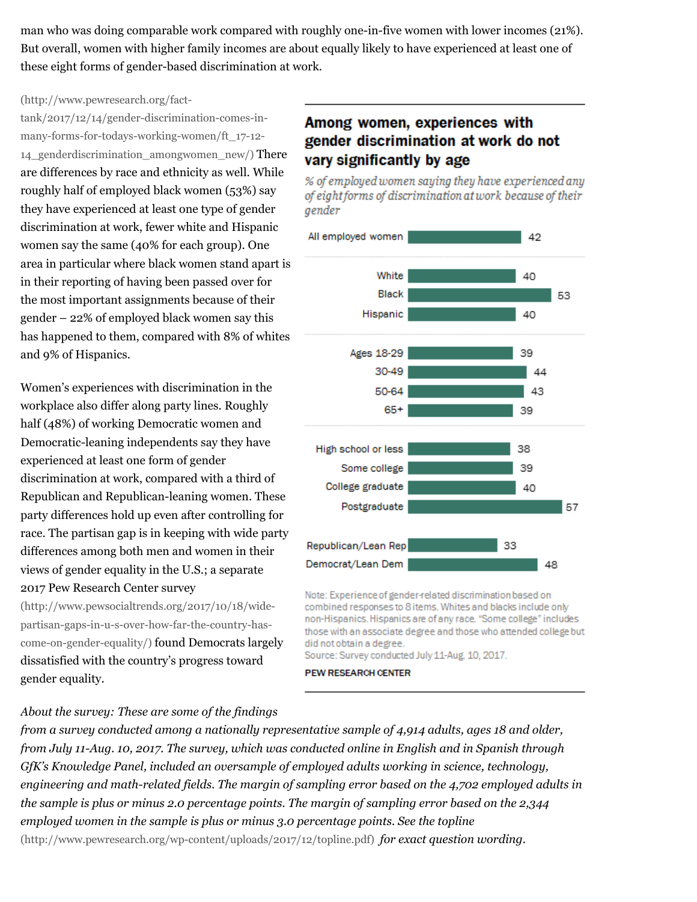man who was doing comparable work compared with roughly one-in-five women with lower incomes (21%). But overall, women with higher family incomes are about equally likely to have experienced at least one of these eight forms of gender-based discrimination at work.

(http://www.pewresearch.org/fact-tank/2017/12/14/gender-discrimination-comes-in-many-forms-for-todays-working-women/ft_17-12-14_genderdiscrimination_amongwomen_new/) There are differences by race and ethnicity as well. While roughly half of employed black women (53%) say they have experienced at least one type of gender discrimination at work, fewer white and Hispanic women say the same (40% for each group). One area in particular where black women stand apart is in their reporting of having been passed over for the most important assignments because of their gender – 22% of employed black women say this has happened to them, compared with 8% of whites and 9% of Hispanics.

**Among women, experiences with gender discrimination at work do not vary significantly by age**

*% of employed women saying they have experienced any of eight forms of discrimination at work because of their gender*

| Group | % |
|---|---|
| All employed women | 42 |
| White | 40 |
| Black | 53 |
| Hispanic | 40 |
| Ages 18-29 | 39 |
| 30-49 | 44 |
| 50-64 | 43 |
| 65+ | 39 |
| High school or less | 38 |
| Some college | 39 |
| College graduate | 40 |
| Postgraduate | 57 |
| Republican/Lean Rep | 33 |
| Democrat/Lean Dem | 48 |

Note: Experience of gender-related discrimination based on combined responses to 8 items. Whites and blacks include only non-Hispanics. Hispanics are of any race. "Some college" includes those with an associate degree and those who attended college but did not obtain a degree.
Source: Survey conducted July 11-Aug. 10, 2017.

PEW RESEARCH CENTER

Women's experiences with discrimination in the workplace also differ along party lines. Roughly half (48%) of working Democratic women and Democratic-leaning independents say they have experienced at least one form of gender discrimination at work, compared with a third of Republican and Republican-leaning women. These party differences hold up even after controlling for race. The partisan gap is in keeping with wide party differences among both men and women in their views of gender equality in the U.S.; a separate 2017 Pew Research Center survey (http://www.pewsocialtrends.org/2017/10/18/wide-partisan-gaps-in-u-s-over-how-far-the-country-has-come-on-gender-equality/) found Democrats largely dissatisfied with the country's progress toward gender equality.

*About the survey: These are some of the findings from a survey conducted among a nationally representative sample of 4,914 adults, ages 18 and older, from July 11-Aug. 10, 2017. The survey, which was conducted online in English and in Spanish through GfK's Knowledge Panel, included an oversample of employed adults working in science, technology, engineering and math-related fields. The margin of sampling error based on the 4,702 employed adults in the sample is plus or minus 2.0 percentage points. The margin of sampling error based on the 2,344 employed women in the sample is plus or minus 3.0 percentage points. See the topline* (http://www.pewresearch.org/wp-content/uploads/2017/12/topline.pdf) *for exact question wording.*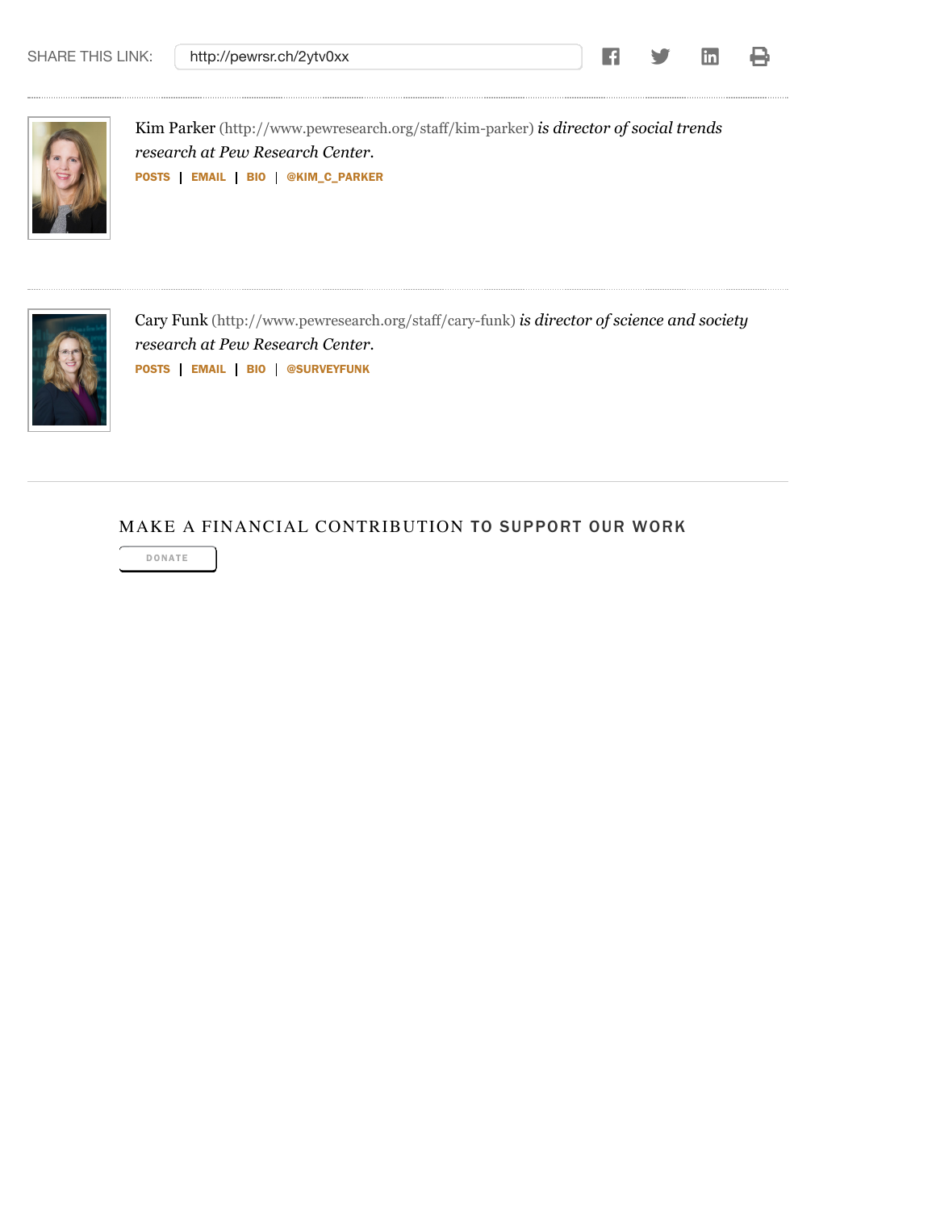SHARE THIS LINK: http://pewrsr.ch/2ytv0xx

Kim Parker (http://www.pewresearch.org/staff/kim-parker) *is director of social trends research at Pew Research Center.*

**POSTS | EMAIL | BIO | @KIM_C_PARKER**

Cary Funk (http://www.pewresearch.org/staff/cary-funk) *is director of science and society research at Pew Research Center.*

**POSTS | EMAIL | BIO | @SURVEYFUNK**

MAKE A FINANCIAL CONTRIBUTION TO SUPPORT OUR WORK

DONATE